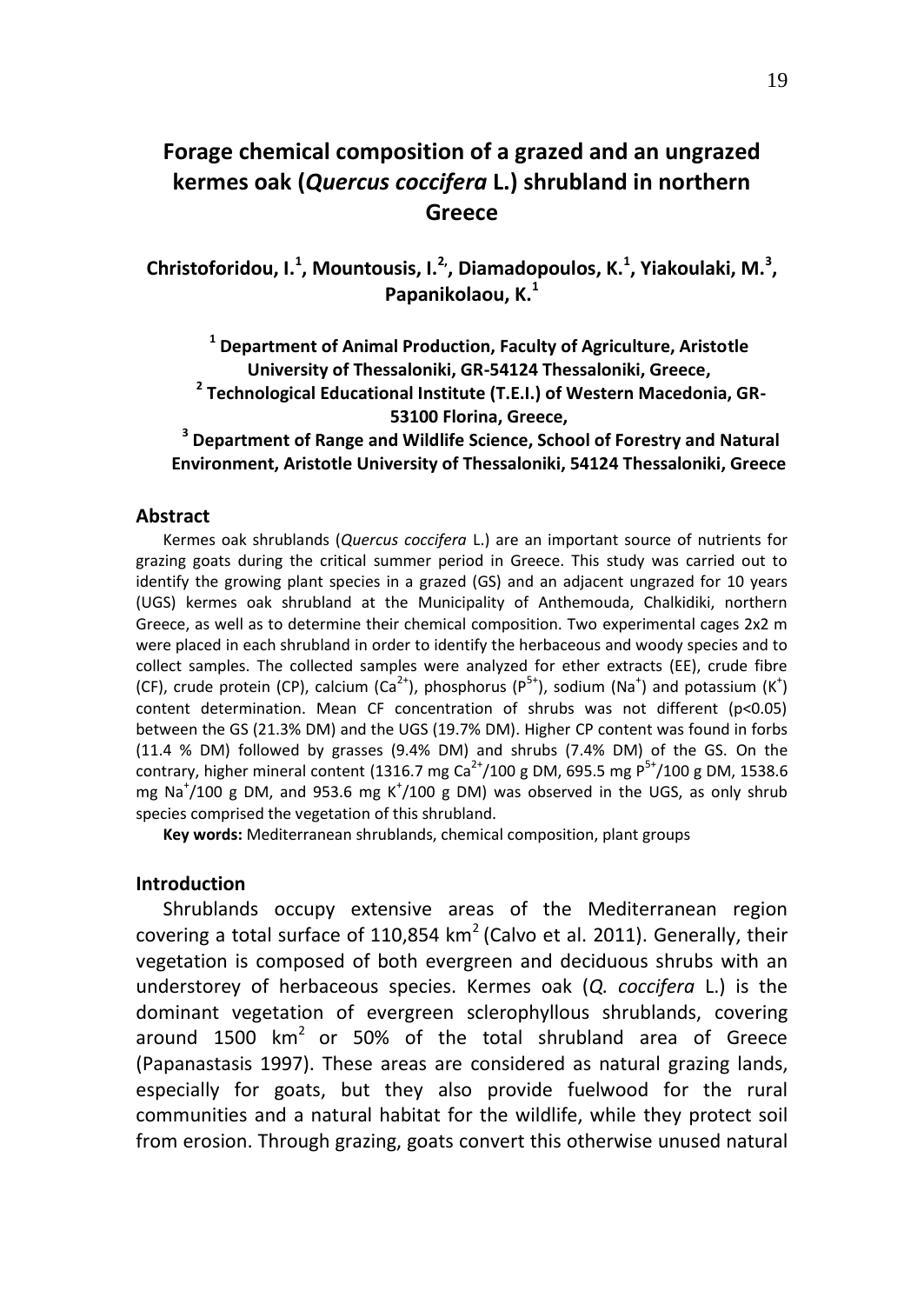# Forage chemical composition of a grazed and an ungrazed kermes oak (*Quercus coccifera* L.) shrubland in northern Greece

**Christoforidou, I.[1], Mountousis, I.[2], Diamadopoulos, K.[1], Yiakoulaki, M.[3], Papanikolaou, K.[1]**

**[1] Department of Animal Production, Faculty of Agriculture, Aristotle University of Thessaloniki, GR-54124 Thessaloniki, Greece,**
**[2] Technological Educational Institute (T.E.I.) of Western Macedonia, GR-53100 Florina, Greece,**
**[3] Department of Range and Wildlife Science, School of Forestry and Natural Environment, Aristotle University of Thessaloniki, 54124 Thessaloniki, Greece**

## Abstract

Kermes oak shrublands (*Quercus coccifera* L.) are an important source of nutrients for grazing goats during the critical summer period in Greece. This study was carried out to identify the growing plant species in a grazed (GS) and an adjacent ungrazed for 10 years (UGS) kermes oak shrubland at the Municipality of Anthemouda, Chalkidiki, northern Greece, as well as to determine their chemical composition. Two experimental cages 2x2 m were placed in each shrubland in order to identify the herbaceous and woody species and to collect samples. The collected samples were analyzed for ether extracts (EE), crude fibre (CF), crude protein (CP), calcium ($Ca^{2+}$), phosphorus ($P^{5+}$), sodium ($Na^{+}$) and potassium ($K^{+}$) content determination. Mean CF concentration of shrubs was not different ($p<0.05$) between the GS (21.3% DM) and the UGS (19.7% DM). Higher CP content was found in forbs (11.4 % DM) followed by grasses (9.4% DM) and shrubs (7.4% DM) of the GS. On the contrary, higher mineral content (1316.7 mg $Ca^{2+}$/100 g DM, 695.5 mg $P^{5+}$/100 g DM, 1538.6 mg $Na^{+}$/100 g DM, and 953.6 mg $K^{+}$/100 g DM) was observed in the UGS, as only shrub species comprised the vegetation of this shrubland.

**Key words:** Mediterranean shrublands, chemical composition, plant groups

## Introduction

Shrublands occupy extensive areas of the Mediterranean region covering a total surface of 110,854 $km^2$ (Calvo et al. 2011). Generally, their vegetation is composed of both evergreen and deciduous shrubs with an understorey of herbaceous species. Kermes oak (*Q. coccifera* L.) is the dominant vegetation of evergreen sclerophyllous shrublands, covering around 1500 $km^2$ or 50% of the total shrubland area of Greece (Papanastasis 1997). These areas are considered as natural grazing lands, especially for goats, but they also provide fuelwood for the rural communities and a natural habitat for the wildlife, while they protect soil from erosion. Through grazing, goats convert this otherwise unused natural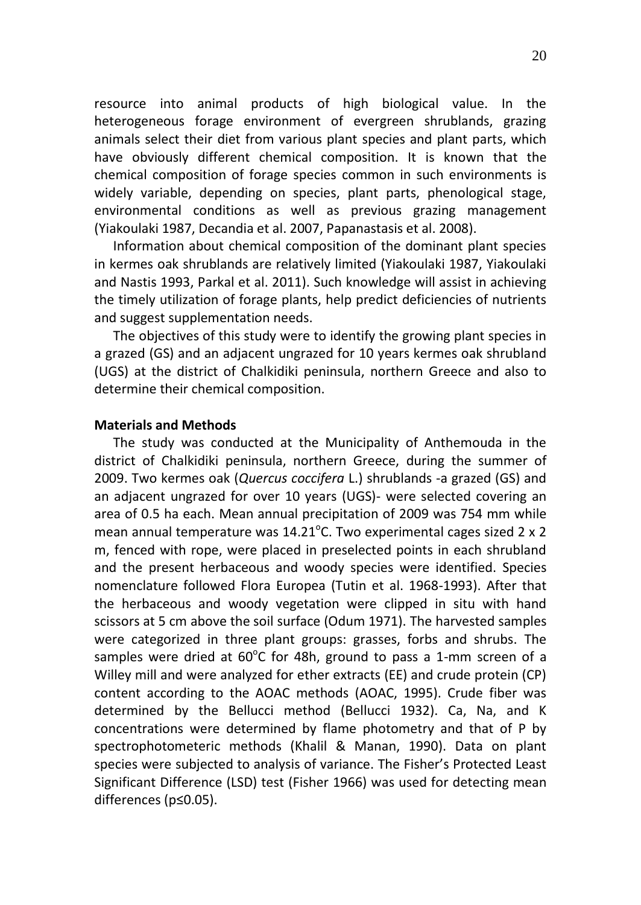resource into animal products of high biological value. In the heterogeneous forage environment of evergreen shrublands, grazing animals select their diet from various plant species and plant parts, which have obviously different chemical composition. It is known that the chemical composition of forage species common in such environments is widely variable, depending on species, plant parts, phenological stage, environmental conditions as well as previous grazing management (Yiakoulaki 1987, Decandia et al. 2007, Papanastasis et al. 2008).

Information about chemical composition of the dominant plant species in kermes oak shrublands are relatively limited (Yiakoulaki 1987, Yiakoulaki and Nastis 1993, Parkal et al. 2011). Such knowledge will assist in achieving the timely utilization of forage plants, help predict deficiencies of nutrients and suggest supplementation needs.

The objectives of this study were to identify the growing plant species in a grazed (GS) and an adjacent ungrazed for 10 years kermes oak shrubland (UGS) at the district of Chalkidiki peninsula, northern Greece and also to determine their chemical composition.

**Materials and Methods**

The study was conducted at the Municipality of Anthemouda in the district of Chalkidiki peninsula, northern Greece, during the summer of 2009. Two kermes oak (*Quercus coccifera* L.) shrublands -a grazed (GS) and an adjacent ungrazed for over 10 years (UGS)- were selected covering an area of 0.5 ha each. Mean annual precipitation of 2009 was 754 mm while mean annual temperature was 14.21°C. Two experimental cages sized 2 x 2 m, fenced with rope, were placed in preselected points in each shrubland and the present herbaceous and woody species were identified. Species nomenclature followed Flora Europea (Tutin et al. 1968-1993). After that the herbaceous and woody vegetation were clipped in situ with hand scissors at 5 cm above the soil surface (Odum 1971). The harvested samples were categorized in three plant groups: grasses, forbs and shrubs. The samples were dried at 60°C for 48h, ground to pass a 1-mm screen of a Willey mill and were analyzed for ether extracts (EE) and crude protein (CP) content according to the AOAC methods (AOAC, 1995). Crude fiber was determined by the Bellucci method (Bellucci 1932). Ca, Na, and K concentrations were determined by flame photometry and that of P by spectrophotometeric methods (Khalil & Manan, 1990). Data on plant species were subjected to analysis of variance. The Fisher's Protected Least Significant Difference (LSD) test (Fisher 1966) was used for detecting mean differences ($p \leq 0.05$).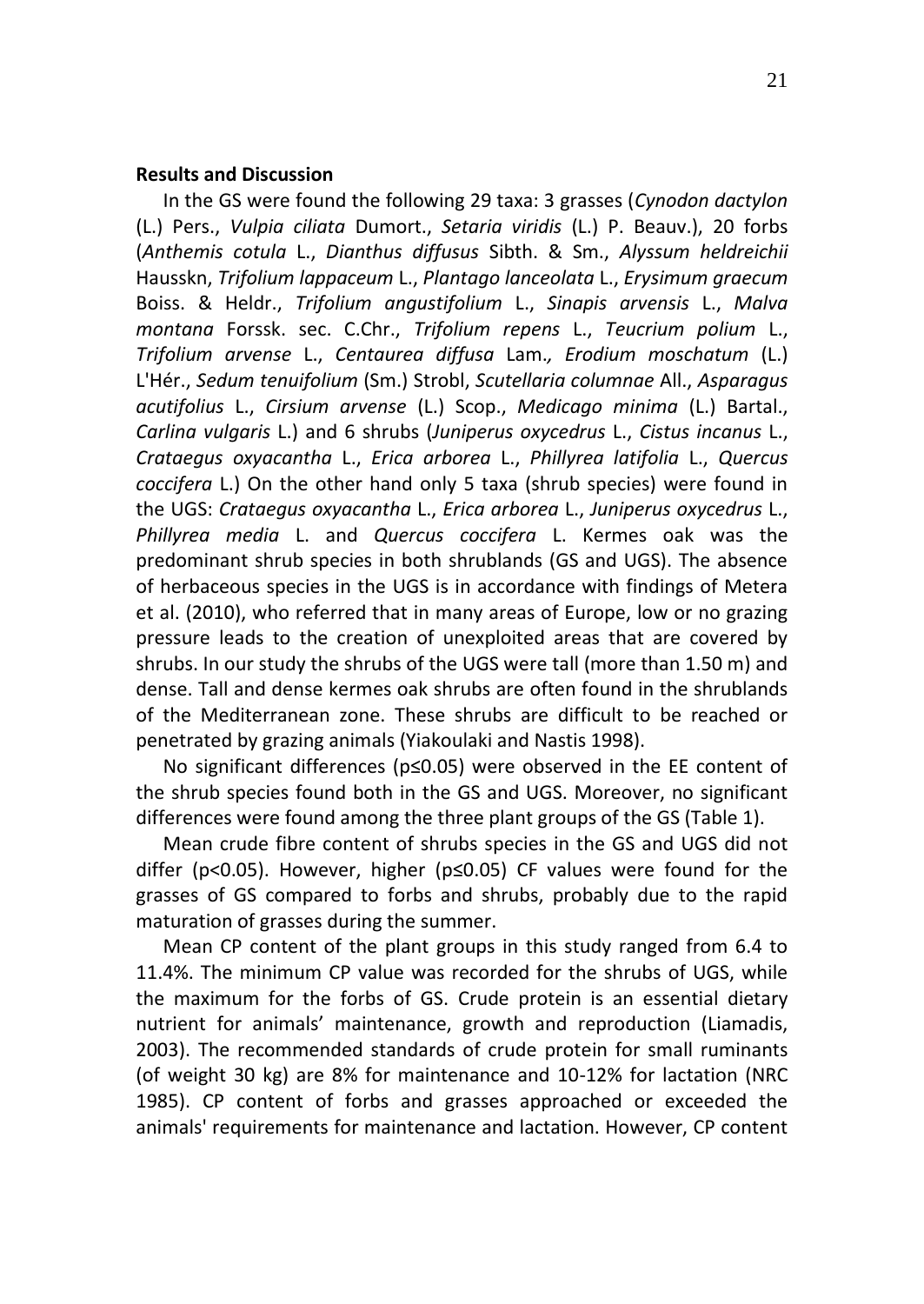**Results and Discussion**

In the GS were found the following 29 taxa: 3 grasses (*Cynodon dactylon* (L.) Pers., *Vulpia ciliata* Dumort., *Setaria viridis* (L.) P. Beauv.), 20 forbs (*Anthemis cotula* L., *Dianthus diffusus* Sibth. & Sm., *Alyssum heldreichii* Hausskn, *Trifolium lappaceum* L., *Plantago lanceolata* L., *Erysimum graecum* Boiss. & Heldr., *Trifolium angustifolium* L., *Sinapis arvensis* L., *Malva montana* Forssk. sec. C.Chr., *Trifolium repens* L., *Teucrium polium* L., *Trifolium arvense* L., *Centaurea diffusa* Lam., *Erodium moschatum* (L.) L'Hér., *Sedum tenuifolium* (Sm.) Strobl, *Scutellaria columnae* All., *Asparagus acutifolius* L., *Cirsium arvense* (L.) Scop., *Medicago minima* (L.) Bartal., *Carlina vulgaris* L.) and 6 shrubs (*Juniperus oxycedrus* L., *Cistus incanus* L., *Crataegus oxyacantha* L., *Erica arborea* L., *Phillyrea latifolia* L., *Quercus coccifera* L.) On the other hand only 5 taxa (shrub species) were found in the UGS: *Crataegus oxyacantha* L., *Erica arborea* L., *Juniperus oxycedrus* L., *Phillyrea media* L. and *Quercus coccifera* L. Kermes oak was the predominant shrub species in both shrublands (GS and UGS). The absence of herbaceous species in the UGS is in accordance with findings of Metera et al. (2010), who referred that in many areas of Europe, low or no grazing pressure leads to the creation of unexploited areas that are covered by shrubs. In our study the shrubs of the UGS were tall (more than 1.50 m) and dense. Tall and dense kermes oak shrubs are often found in the shrublands of the Mediterranean zone. These shrubs are difficult to be reached or penetrated by grazing animals (Yiakoulaki and Nastis 1998).

No significant differences ($p \leq 0.05$) were observed in the EE content of the shrub species found both in the GS and UGS. Moreover, no significant differences were found among the three plant groups of the GS (Table 1).

Mean crude fibre content of shrubs species in the GS and UGS did not differ ($p < 0.05$). However, higher ($p \leq 0.05$) CF values were found for the grasses of GS compared to forbs and shrubs, probably due to the rapid maturation of grasses during the summer.

Mean CP content of the plant groups in this study ranged from 6.4 to 11.4%. The minimum CP value was recorded for the shrubs of UGS, while the maximum for the forbs of GS. Crude protein is an essential dietary nutrient for animals' maintenance, growth and reproduction (Liamadis, 2003). The recommended standards of crude protein for small ruminants (of weight 30 kg) are 8% for maintenance and 10-12% for lactation (NRC 1985). CP content of forbs and grasses approached or exceeded the animals' requirements for maintenance and lactation. However, CP content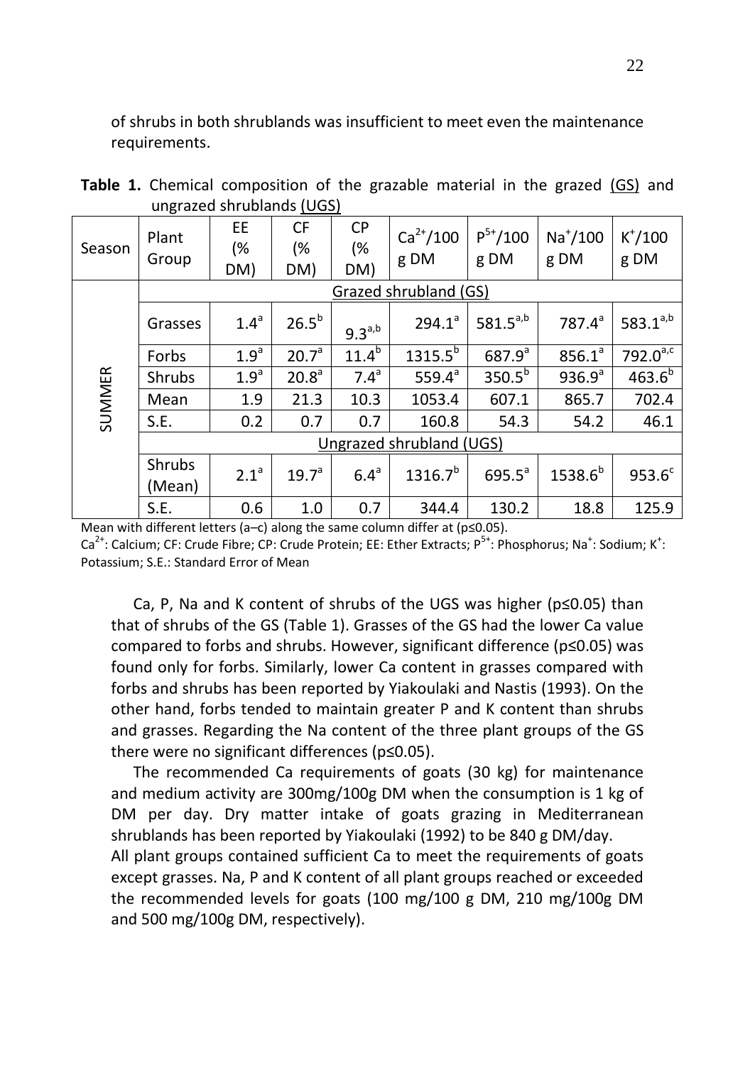of shrubs in both shrublands was insufficient to meet even the maintenance requirements.

**Table 1.** Chemical composition of the grazable material in the grazed (GS) and ungrazed shrublands (UGS)

| Season | Plant Group | EE (% DM) | CF (% DM) | CP (% DM) | $Ca^{2+}$/100 g DM | $P^{5+}$/100 g DM | $Na^{+}$/100 g DM | $K^{+}$/100 g DM |
|---|---|---|---|---|---|---|---|---|
| SUMMER | Grazed shrubland (GS) | | | | | | | |
| | Grasses | $1.4^{a}$ | $26.5^{b}$ | $9.3^{a,b}$ | $294.1^{a}$ | $581.5^{a,b}$ | $787.4^{a}$ | $583.1^{a,b}$ |
| | Forbs | $1.9^{a}$ | $20.7^{a}$ | $11.4^{b}$ | $1315.5^{b}$ | $687.9^{a}$ | $856.1^{a}$ | $792.0^{a,c}$ |
| | Shrubs | $1.9^{a}$ | $20.8^{a}$ | $7.4^{a}$ | $559.4^{a}$ | $350.5^{b}$ | $936.9^{a}$ | $463.6^{b}$ |
| | Mean | 1.9 | 21.3 | 10.3 | 1053.4 | 607.1 | 865.7 | 702.4 |
| | S.E. | 0.2 | 0.7 | 0.7 | 160.8 | 54.3 | 54.2 | 46.1 |
| | Ungrazed shrubland (UGS) | | | | | | | |
| | Shrubs (Mean) | $2.1^{a}$ | $19.7^{a}$ | $6.4^{a}$ | $1316.7^{b}$ | $695.5^{a}$ | $1538.6^{b}$ | $953.6^{c}$ |
| | S.E. | 0.6 | 1.0 | 0.7 | 344.4 | 130.2 | 18.8 | 125.9 |

Mean with different letters (a–c) along the same column differ at ($p \leq 0.05$).
$Ca^{2+}$: Calcium; CF: Crude Fibre; CP: Crude Protein; EE: Ether Extracts; $P^{5+}$: Phosphorus; $Na^{+}$: Sodium; $K^{+}$: Potassium; S.E.: Standard Error of Mean

Ca, P, Na and K content of shrubs of the UGS was higher ($p \leq 0.05$) than that of shrubs of the GS (Table 1). Grasses of the GS had the lower Ca value compared to forbs and shrubs. However, significant difference ($p \leq 0.05$) was found only for forbs. Similarly, lower Ca content in grasses compared with forbs and shrubs has been reported by Yiakoulaki and Nastis (1993). On the other hand, forbs tended to maintain greater P and K content than shrubs and grasses. Regarding the Na content of the three plant groups of the GS there were no significant differences ($p \leq 0.05$).

The recommended Ca requirements of goats (30 kg) for maintenance and medium activity are 300mg/100g DM when the consumption is 1 kg of DM per day. Dry matter intake of goats grazing in Mediterranean shrublands has been reported by Yiakoulaki (1992) to be 840 g DM/day.
All plant groups contained sufficient Ca to meet the requirements of goats except grasses. Na, P and K content of all plant groups reached or exceeded the recommended levels for goats (100 mg/100 g DM, 210 mg/100g DM and 500 mg/100g DM, respectively).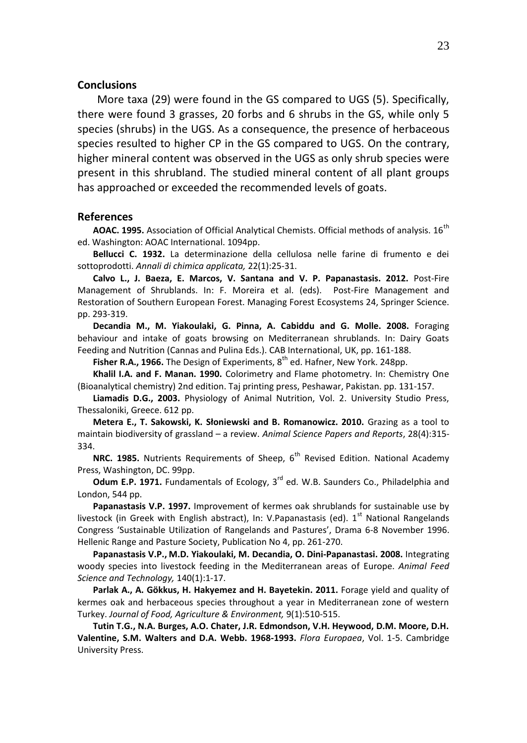## Conclusions

More taxa (29) were found in the GS compared to UGS (5). Specifically, there were found 3 grasses, 20 forbs and 6 shrubs in the GS, while only 5 species (shrubs) in the UGS. As a consequence, the presence of herbaceous species resulted to higher CP in the GS compared to UGS. On the contrary, higher mineral content was observed in the UGS as only shrub species were present in this shrubland. The studied mineral content of all plant groups has approached or exceeded the recommended levels of goats.

## References

**AOAC. 1995.** Association of Official Analytical Chemists. Official methods of analysis. 16$^{th}$ ed. Washington: AOAC International. 1094pp.

**Bellucci C. 1932.** La determinazione della cellulosa nelle farine di frumento e dei sottoprodotti. *Annali di chimica applicata,* 22(1):25-31.

**Calvo L., J. Baeza, E. Marcos, V. Santana and V. P. Papanastasis. 2012.** Post-Fire Management of Shrublands. In: F. Moreira et al. (eds). Post-Fire Management and Restoration of Southern European Forest. Managing Forest Ecosystems 24, Springer Science. pp. 293-319.

**Decandia M., M. Yiakoulaki, G. Pinna, A. Cabiddu and G. Molle. 2008.** Foraging behaviour and intake of goats browsing on Mediterranean shrublands. In: Dairy Goats Feeding and Nutrition (Cannas and Pulina Eds.). CAB International, UK, pp. 161-188.

**Fisher R.A., 1966.** The Design of Experiments, 8$^{th}$ ed. Hafner, New York. 248pp.

**Khalil I.A. and F. Manan. 1990.** Colorimetry and Flame photometry. In: Chemistry One (Bioanalytical chemistry) 2nd edition. Taj printing press, Peshawar, Pakistan. pp. 131-157.

**Liamadis D.G., 2003.** Physiology of Animal Nutrition, Vol. 2. University Studio Press, Thessaloniki, Greece. 612 pp.

**Metera E., T. Sakowski, K. Słoniewski and B. Romanowicz. 2010.** Grazing as a tool to maintain biodiversity of grassland – a review. *Animal Science Papers and Reports*, 28(4):315-334.

**NRC. 1985.** Nutrients Requirements of Sheep, 6$^{th}$ Revised Edition. National Academy Press, Washington, DC. 99pp.

**Odum E.P. 1971.** Fundamentals of Ecology, 3$^{rd}$ ed. W.B. Saunders Co., Philadelphia and London, 544 pp.

**Papanastasis V.P. 1997.** Improvement of kermes oak shrublands for sustainable use by livestock (in Greek with English abstract), In: V.Papanastasis (ed). 1$^{st}$ National Rangelands Congress 'Sustainable Utilization of Rangelands and Pastures', Drama 6-8 November 1996. Hellenic Range and Pasture Society, Publication No 4, pp. 261-270.

**Papanastasis V.P., M.D. Yiakoulaki, M. Decandia, O. Dini-Papanastasi. 2008.** Integrating woody species into livestock feeding in the Mediterranean areas of Europe. *Animal Feed Science and Technology,* 140(1):1-17.

**Parlak A., A. Gökkus, H. Hakyemez and H. Bayetekin. 2011.** Forage yield and quality of kermes oak and herbaceous species throughout a year in Mediterranean zone of western Turkey. *Journal of Food, Agriculture & Environment,* 9(1):510-515.

**Tutin T.G., N.A. Burges, A.O. Chater, J.R. Edmondson, V.H. Heywood, D.M. Moore, D.H. Valentine, S.M. Walters and D.A. Webb. 1968-1993.** *Flora Europaea*, Vol. 1-5. Cambridge University Press.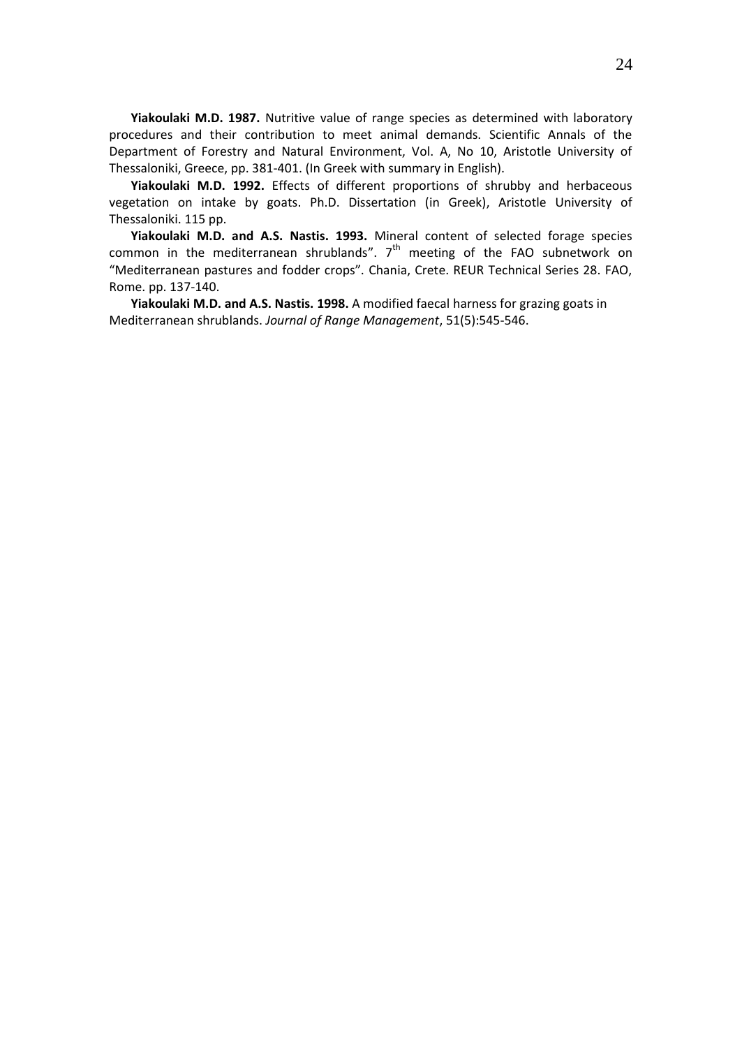**Yiakoulaki M.D. 1987.** Nutritive value of range species as determined with laboratory procedures and their contribution to meet animal demands. Scientific Annals of the Department of Forestry and Natural Environment, Vol. A, No 10, Aristotle University of Thessaloniki, Greece, pp. 381-401. (In Greek with summary in English).

**Yiakoulaki M.D. 1992.** Effects of different proportions of shrubby and herbaceous vegetation on intake by goats. Ph.D. Dissertation (in Greek), Aristotle University of Thessaloniki. 115 pp.

**Yiakoulaki M.D. and A.S. Nastis. 1993.** Mineral content of selected forage species common in the mediterranean shrublands". 7th meeting of the FAO subnetwork on "Mediterranean pastures and fodder crops". Chania, Crete. REUR Technical Series 28. FAO, Rome. pp. 137-140.

**Yiakoulaki M.D. and A.S. Nastis. 1998.** A modified faecal harness for grazing goats in Mediterranean shrublands. *Journal of Range Management*, 51(5):545-546.